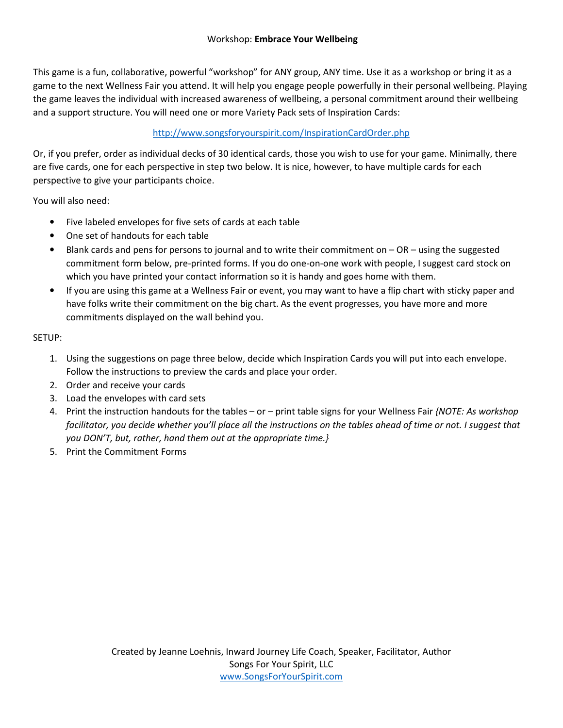Workshop: **Embrace Your Wellbeing**

This game is a fun, collaborative, powerful "workshop" for ANY group, ANY time. Use it as a workshop or bring it as a game to the next Wellness Fair you attend. It will help you engage people powerfully in their personal wellbeing. Playing the game leaves the individual with increased awareness of wellbeing, a personal commitment around their wellbeing and a support structure. You will need one or more Variety Pack sets of Inspiration Cards:

http://www.songsforyourspirit.com/InspirationCardOrder.php

Or, if you prefer, order as individual decks of 30 identical cards, those you wish to use for your game. Minimally, there are five cards, one for each perspective in step two below. It is nice, however, to have multiple cards for each perspective to give your participants choice.

You will also need:

- Five labeled envelopes for five sets of cards at each table
- One set of handouts for each table
- Blank cards and pens for persons to journal and to write their commitment on – OR – using the suggested commitment form below, pre-printed forms. If you do one-on-one work with people, I suggest card stock on which you have printed your contact information so it is handy and goes home with them.
- If you are using this game at a Wellness Fair or event, you may want to have a flip chart with sticky paper and have folks write their commitment on the big chart. As the event progresses, you have more and more commitments displayed on the wall behind you.

SETUP:

1. Using the suggestions on page three below, decide which Inspiration Cards you will put into each envelope. Follow the instructions to preview the cards and place your order.
2. Order and receive your cards
3. Load the envelopes with card sets
4. Print the instruction handouts for the tables – or – print table signs for your Wellness Fair *{NOTE: As workshop facilitator, you decide whether you'll place all the instructions on the tables ahead of time or not. I suggest that you DON'T, but, rather, hand them out at the appropriate time.}*
5. Print the Commitment Forms

Created by Jeanne Loehnis, Inward Journey Life Coach, Speaker, Facilitator, Author
Songs For Your Spirit, LLC
www.SongsForYourSpirit.com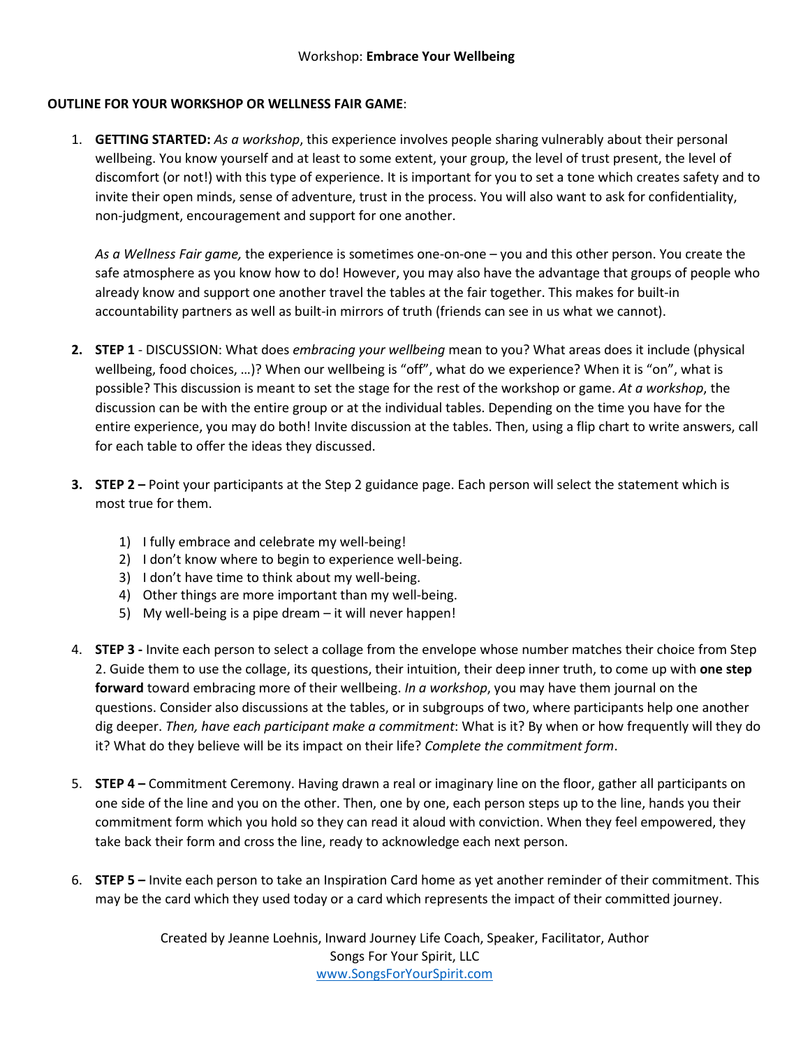Workshop: **Embrace Your Wellbeing**

**OUTLINE FOR YOUR WORKSHOP OR WELLNESS FAIR GAME**:

1. **GETTING STARTED:** *As a workshop*, this experience involves people sharing vulnerably about their personal wellbeing. You know yourself and at least to some extent, your group, the level of trust present, the level of discomfort (or not!) with this type of experience. It is important for you to set a tone which creates safety and to invite their open minds, sense of adventure, trust in the process. You will also want to ask for confidentiality, non-judgment, encouragement and support for one another.

   *As a Wellness Fair game,* the experience is sometimes one-on-one – you and this other person. You create the safe atmosphere as you know how to do! However, you may also have the advantage that groups of people who already know and support one another travel the tables at the fair together. This makes for built-in accountability partners as well as built-in mirrors of truth (friends can see in us what we cannot).

2. **STEP 1** - DISCUSSION: What does *embracing your wellbeing* mean to you? What areas does it include (physical wellbeing, food choices, …)? When our wellbeing is "off", what do we experience? When it is "on", what is possible? This discussion is meant to set the stage for the rest of the workshop or game. *At a workshop*, the discussion can be with the entire group or at the individual tables. Depending on the time you have for the entire experience, you may do both! Invite discussion at the tables. Then, using a flip chart to write answers, call for each table to offer the ideas they discussed.

3. **STEP 2 –** Point your participants at the Step 2 guidance page. Each person will select the statement which is most true for them.

   1) I fully embrace and celebrate my well-being!
   2) I don't know where to begin to experience well-being.
   3) I don't have time to think about my well-being.
   4) Other things are more important than my well-being.
   5) My well-being is a pipe dream – it will never happen!

4. **STEP 3 -** Invite each person to select a collage from the envelope whose number matches their choice from Step 2. Guide them to use the collage, its questions, their intuition, their deep inner truth, to come up with **one step forward** toward embracing more of their wellbeing. *In a workshop*, you may have them journal on the questions. Consider also discussions at the tables, or in subgroups of two, where participants help one another dig deeper. *Then, have each participant make a commitment*: What is it? By when or how frequently will they do it? What do they believe will be its impact on their life? *Complete the commitment form*.

5. **STEP 4 –** Commitment Ceremony. Having drawn a real or imaginary line on the floor, gather all participants on one side of the line and you on the other. Then, one by one, each person steps up to the line, hands you their commitment form which you hold so they can read it aloud with conviction. When they feel empowered, they take back their form and cross the line, ready to acknowledge each next person.

6. **STEP 5 –** Invite each person to take an Inspiration Card home as yet another reminder of their commitment. This may be the card which they used today or a card which represents the impact of their committed journey.

Created by Jeanne Loehnis, Inward Journey Life Coach, Speaker, Facilitator, Author
Songs For Your Spirit, LLC
[www.SongsForYourSpirit.com](http://www.SongsForYourSpirit.com)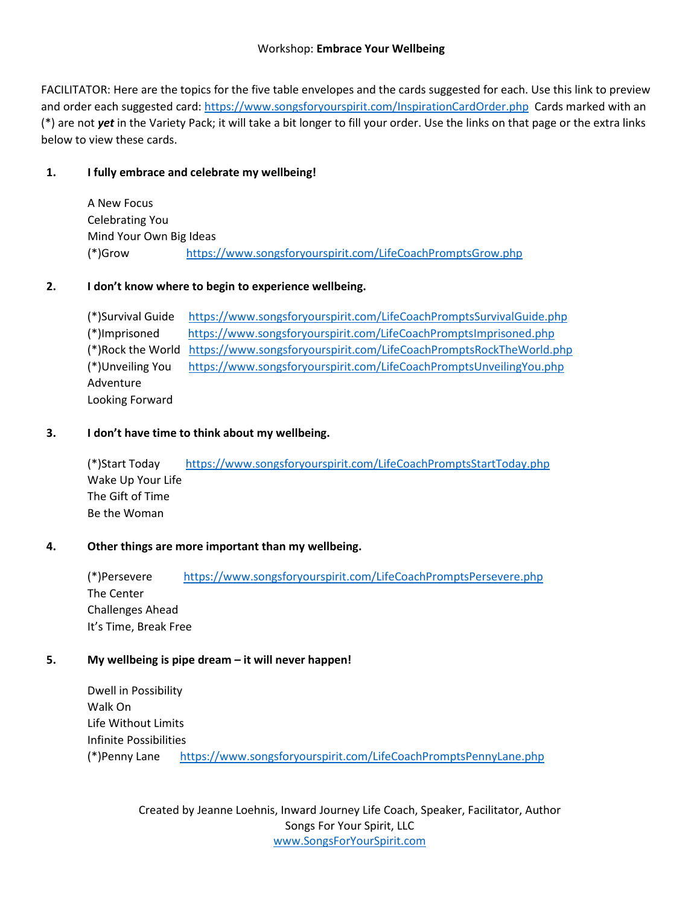Workshop: **Embrace Your Wellbeing**

FACILITATOR: Here are the topics for the five table envelopes and the cards suggested for each. Use this link to preview and order each suggested card: https://www.songsforyourspirit.com/InspirationCardOrder.php Cards marked with an (*) are not ***yet*** in the Variety Pack; it will take a bit longer to fill your order. Use the links on that page or the extra links below to view these cards.

1. **I fully embrace and celebrate my wellbeing!**

   A New Focus
   Celebrating You
   Mind Your Own Big Ideas
   (*)Grow https://www.songsforyourspirit.com/LifeCoachPromptsGrow.php

2. **I don't know where to begin to experience wellbeing.**

   (*)Survival Guide https://www.songsforyourspirit.com/LifeCoachPromptsSurvivalGuide.php
   (*)Imprisoned https://www.songsforyourspirit.com/LifeCoachPromptsImprisoned.php
   (*)Rock the World https://www.songsforyourspirit.com/LifeCoachPromptsRockTheWorld.php
   (*)Unveiling You https://www.songsforyourspirit.com/LifeCoachPromptsUnveilingYou.php
   Adventure
   Looking Forward

3. **I don't have time to think about my wellbeing.**

   (*)Start Today https://www.songsforyourspirit.com/LifeCoachPromptsStartToday.php
   Wake Up Your Life
   The Gift of Time
   Be the Woman

4. **Other things are more important than my wellbeing.**

   (*)Persevere https://www.songsforyourspirit.com/LifeCoachPromptsPersevere.php
   The Center
   Challenges Ahead
   It's Time, Break Free

5. **My wellbeing is pipe dream – it will never happen!**

   Dwell in Possibility
   Walk On
   Life Without Limits
   Infinite Possibilities
   (*)Penny Lane https://www.songsforyourspirit.com/LifeCoachPromptsPennyLane.php

Created by Jeanne Loehnis, Inward Journey Life Coach, Speaker, Facilitator, Author
Songs For Your Spirit, LLC
www.SongsForYourSpirit.com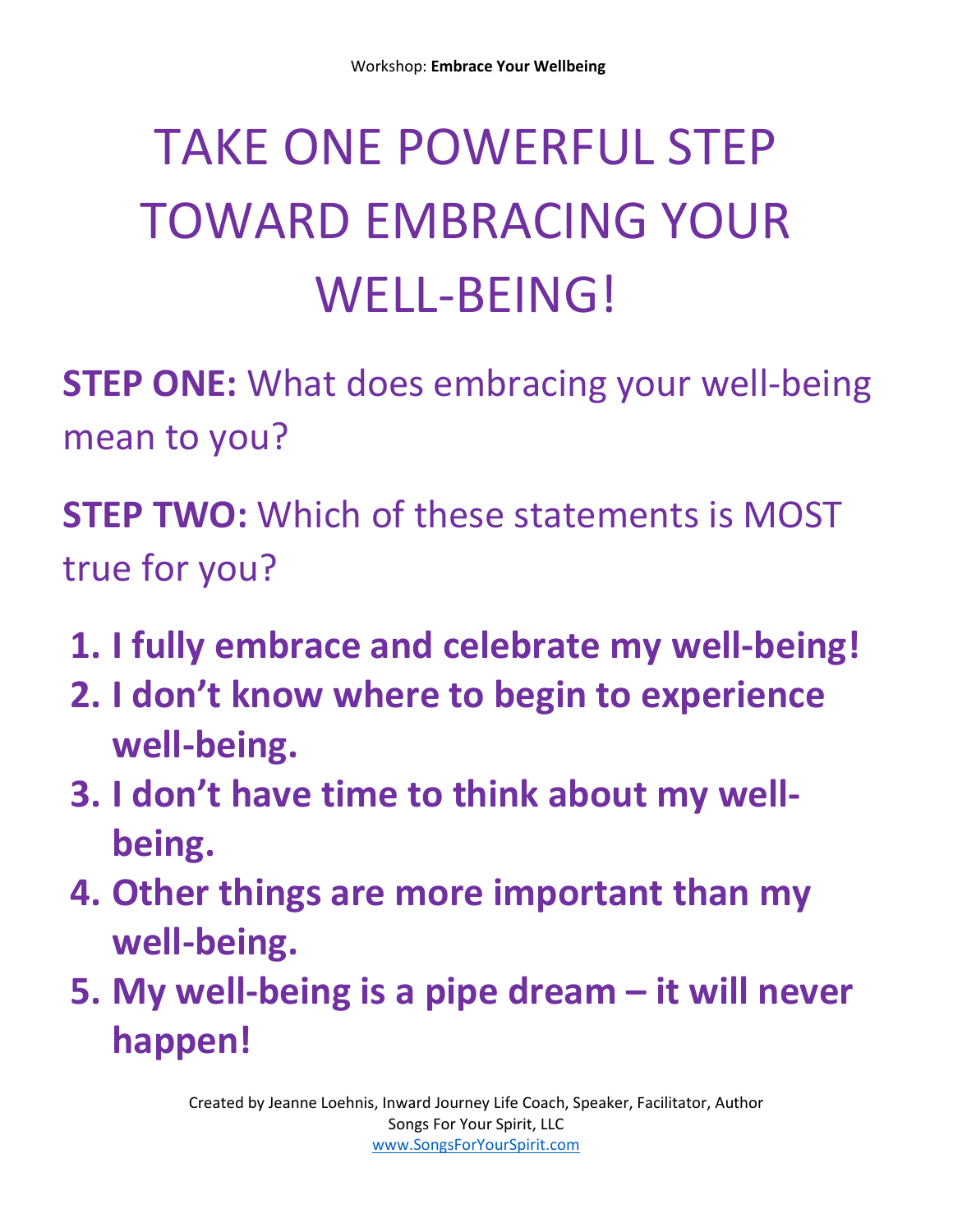# TAKE ONE POWERFUL STEP TOWARD EMBRACING YOUR WELL-BEING!

**STEP ONE:** What does embracing your well-being mean to you?

**STEP TWO:** Which of these statements is MOST true for you?

1. **I fully embrace and celebrate my well-being!**
2. **I don't know where to begin to experience well-being.**
3. **I don't have time to think about my well-being.**
4. **Other things are more important than my well-being.**
5. **My well-being is a pipe dream – it will never happen!**

Created by Jeanne Loehnis, Inward Journey Life Coach, Speaker, Facilitator, Author
Songs For Your Spirit, LLC
www.SongsForYourSpirit.com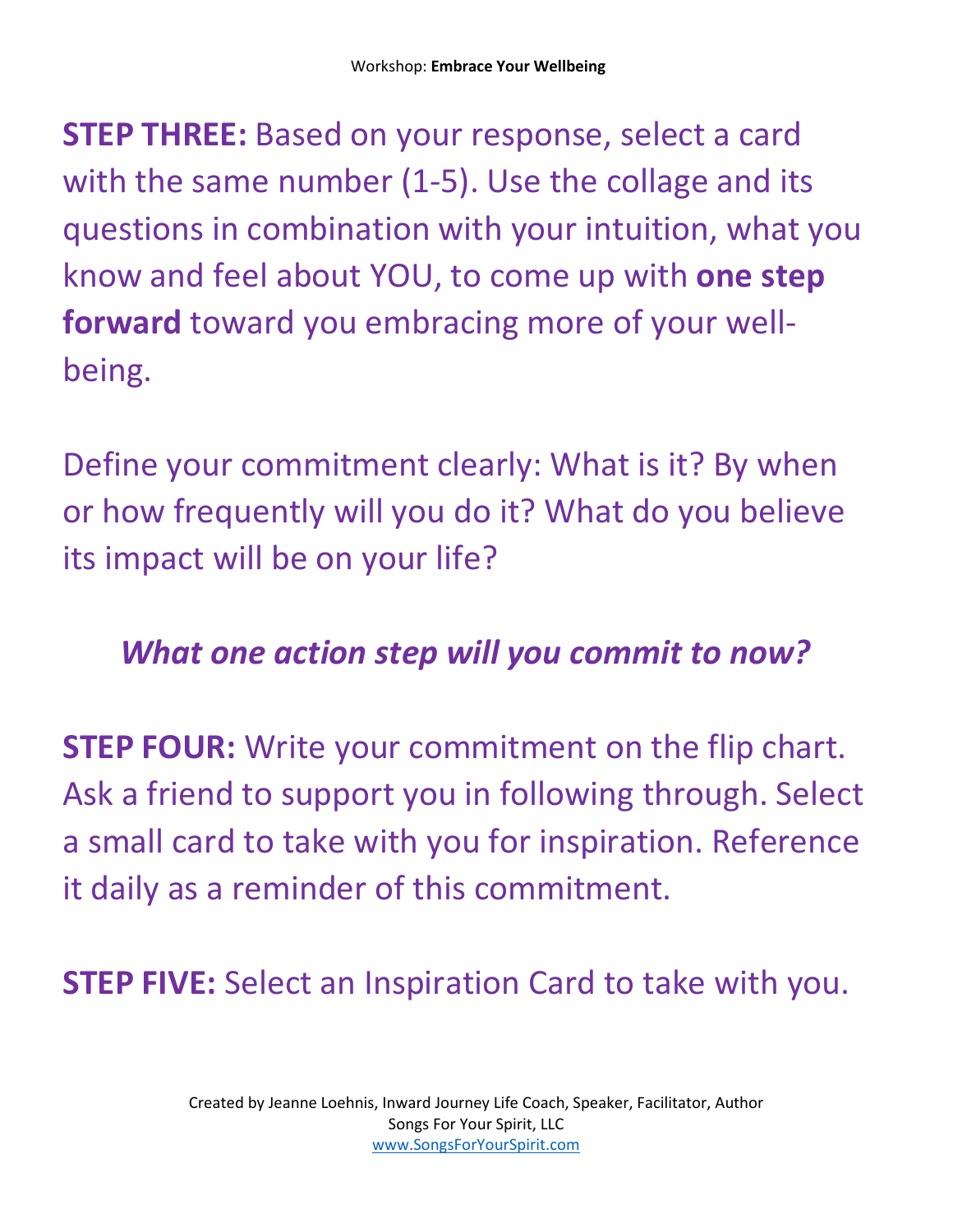**STEP THREE:** Based on your response, select a card with the same number (1-5). Use the collage and its questions in combination with your intuition, what you know and feel about YOU, to come up with **one step forward** toward you embracing more of your well-being.

Define your commitment clearly: What is it? By when or how frequently will you do it? What do you believe its impact will be on your life?

***What one action step will you commit to now?***

**STEP FOUR:** Write your commitment on the flip chart. Ask a friend to support you in following through. Select a small card to take with you for inspiration. Reference it daily as a reminder of this commitment.

**STEP FIVE:** Select an Inspiration Card to take with you.

Created by Jeanne Loehnis, Inward Journey Life Coach, Speaker, Facilitator, Author
Songs For Your Spirit, LLC
www.SongsForYourSpirit.com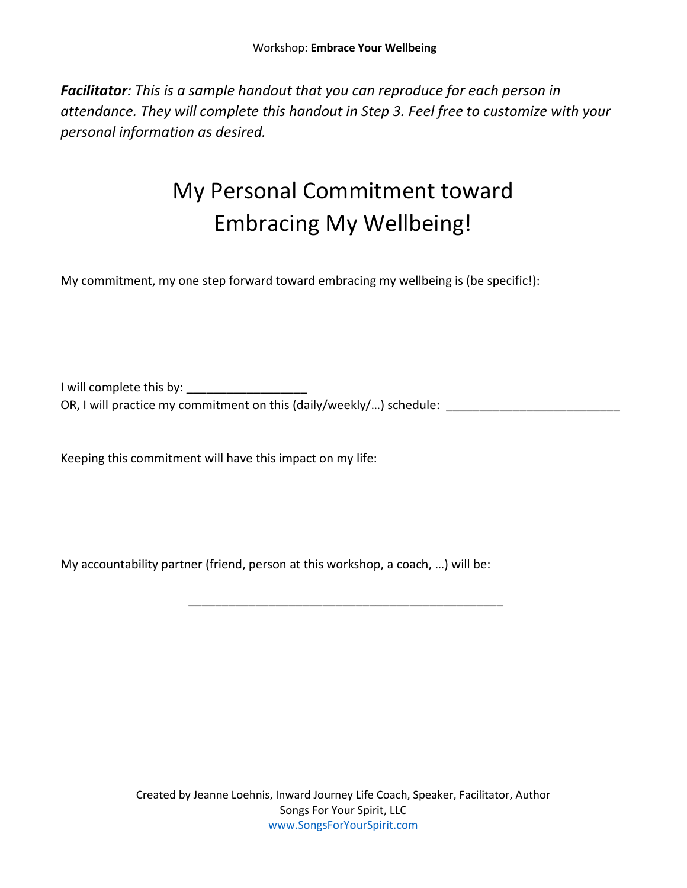***Facilitator**: This is a sample handout that you can reproduce for each person in attendance. They will complete this handout in Step 3. Feel free to customize with your personal information as desired.*

# My Personal Commitment toward Embracing My Wellbeing!

My commitment, my one step forward toward embracing my wellbeing is (be specific!):

I will complete this by: __________________

OR, I will practice my commitment on this (daily/weekly/…) schedule: __________________________

Keeping this commitment will have this impact on my life:

My accountability partner (friend, person at this workshop, a coach, …) will be:

_______________________________________________

Created by Jeanne Loehnis, Inward Journey Life Coach, Speaker, Facilitator, Author
Songs For Your Spirit, LLC
www.SongsForYourSpirit.com